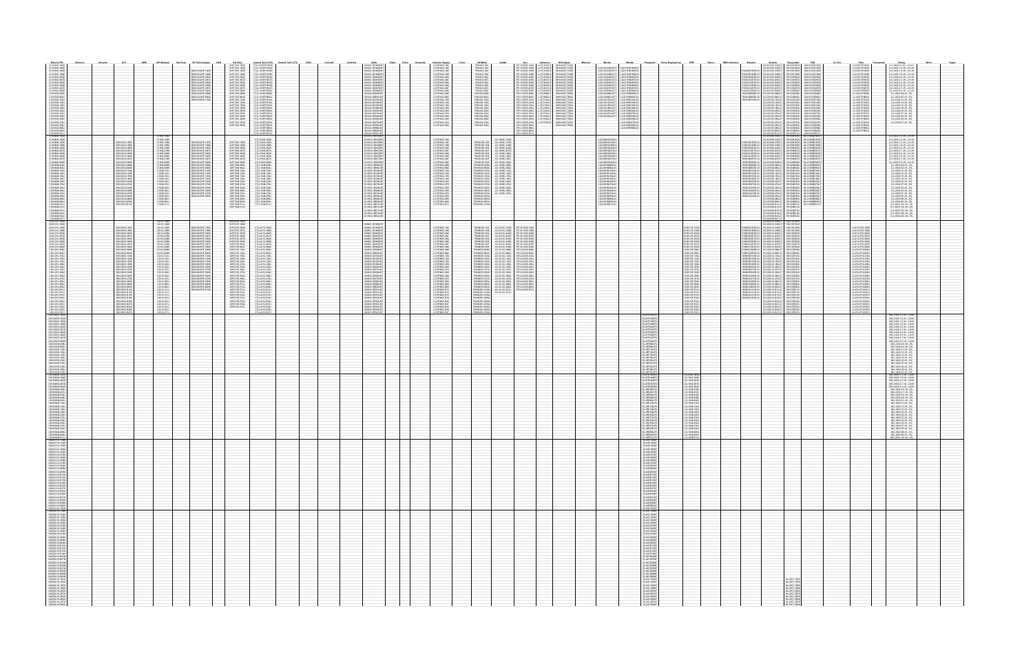| Murata P/N | Abracon | Abracon | AVX | AEM | API Delevan | Bel Fuse | Bd Technologies | C&D | Cal-Chip | Central Tech (CTI) | Central Tech (CTI) | CoilTr | Coilcraft | Coilcraft | Delta | Delta | Pulse | Eaton | Inductor Supply | JW Miller | Jaeah | Johanson | KOA Speer | Millennium | Murata | Murata | Panasonic | Pulse Engineering | RFE | Renco | SMD Inductors | Steward | Sumida | Taiyo Yuden | TDK | Tai Coil | Toko | Transpower | Vishay | Wilco | Yageo |
|---|---|---|---|---|---|---|---|---|---|---|---|---|---|---|---|---|---|---|---|---|---|---|---|---|---|---|---|---|---|---|---|---|---|---|---|---|---|---|---|---|---|